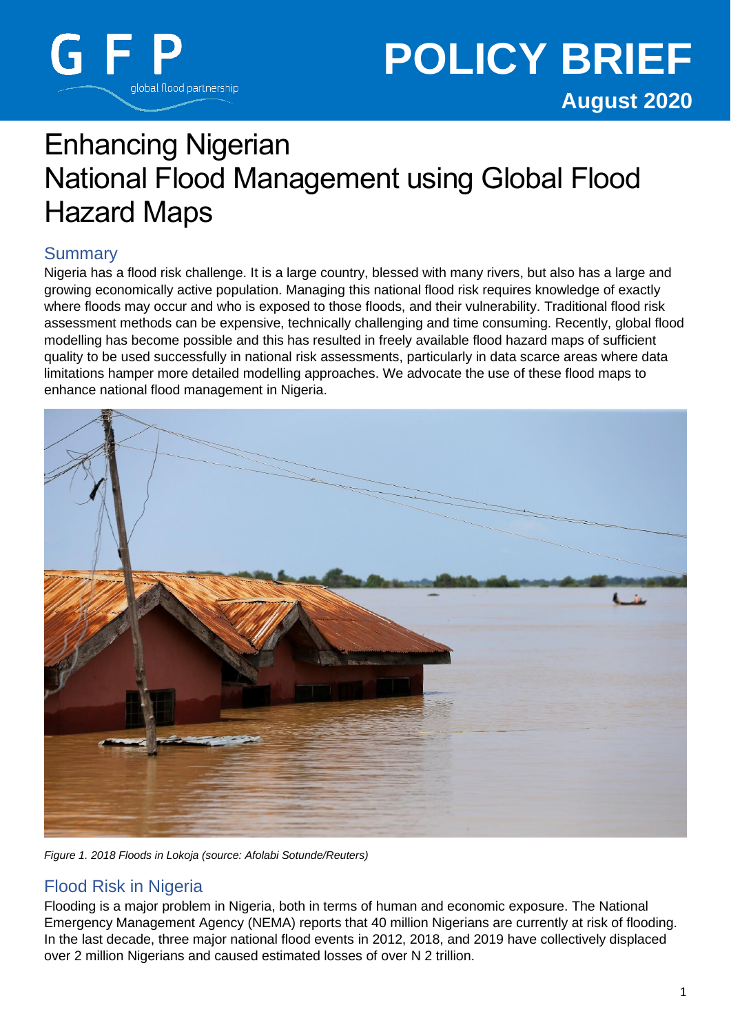GFP global flood partnership

# POLICY BRIEF

**August 2020**

# Enhancing Nigerian National Flood Management using Global Flood Hazard Maps

## Summary

Nigeria has a flood risk challenge. It is a large country, blessed with many rivers, but also has a large and growing economically active population. Managing this national flood risk requires knowledge of exactly where floods may occur and who is exposed to those floods, and their vulnerability. Traditional flood risk assessment methods can be expensive, technically challenging and time consuming. Recently, global flood modelling has become possible and this has resulted in freely available flood hazard maps of sufficient quality to be used successfully in national risk assessments, particularly in data scarce areas where data limitations hamper more detailed modelling approaches. We advocate the use of these flood maps to enhance national flood management in Nigeria.

*Figure 1. 2018 Floods in Lokoja (source: Afolabi Sotunde/Reuters)*

## Flood Risk in Nigeria

Flooding is a major problem in Nigeria, both in terms of human and economic exposure. The National Emergency Management Agency (NEMA) reports that 40 million Nigerians are currently at risk of flooding. In the last decade, three major national flood events in 2012, 2018, and 2019 have collectively displaced over 2 million Nigerians and caused estimated losses of over N 2 trillion.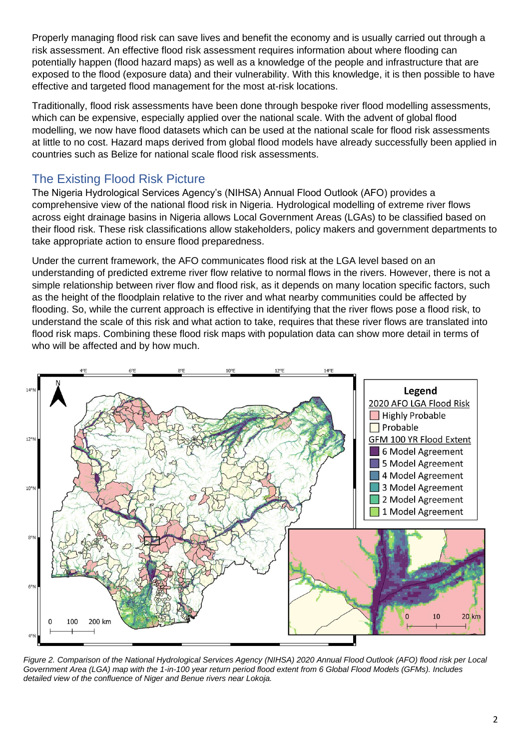Properly managing flood risk can save lives and benefit the economy and is usually carried out through a risk assessment. An effective flood risk assessment requires information about where flooding can potentially happen (flood hazard maps) as well as a knowledge of the people and infrastructure that are exposed to the flood (exposure data) and their vulnerability. With this knowledge, it is then possible to have effective and targeted flood management for the most at-risk locations.

Traditionally, flood risk assessments have been done through bespoke river flood modelling assessments, which can be expensive, especially applied over the national scale. With the advent of global flood modelling, we now have flood datasets which can be used at the national scale for flood risk assessments at little to no cost. Hazard maps derived from global flood models have already successfully been applied in countries such as Belize for national scale flood risk assessments.

## The Existing Flood Risk Picture

The Nigeria Hydrological Services Agency's (NIHSA) Annual Flood Outlook (AFO) provides a comprehensive view of the national flood risk in Nigeria. Hydrological modelling of extreme river flows across eight drainage basins in Nigeria allows Local Government Areas (LGAs) to be classified based on their flood risk. These risk classifications allow stakeholders, policy makers and government departments to take appropriate action to ensure flood preparedness.

Under the current framework, the AFO communicates flood risk at the LGA level based on an understanding of predicted extreme river flow relative to normal flows in the rivers. However, there is not a simple relationship between river flow and flood risk, as it depends on many location specific factors, such as the height of the floodplain relative to the river and what nearby communities could be affected by flooding. So, while the current approach is effective in identifying that the river flows pose a flood risk, to understand the scale of this risk and what action to take, requires that these river flows are translated into flood risk maps. Combining these flood risk maps with population data can show more detail in terms of who will be affected and by how much.

*Figure 2. Comparison of the National Hydrological Services Agency (NIHSA) 2020 Annual Flood Outlook (AFO) flood risk per Local Government Area (LGA) map with the 1-in-100 year return period flood extent from 6 Global Flood Models (GFMs). Includes detailed view of the confluence of Niger and Benue rivers near Lokoja.*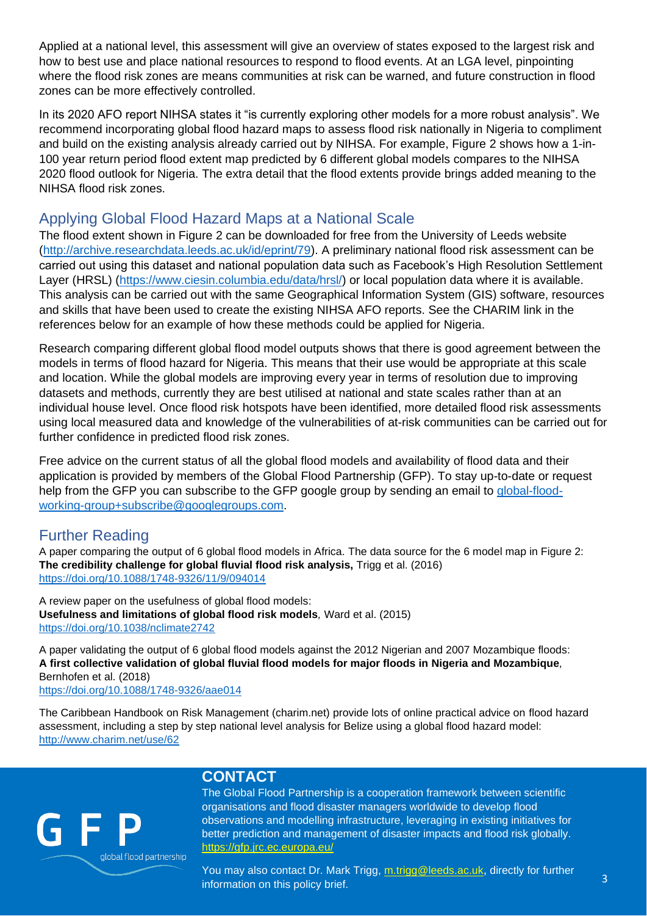Applied at a national level, this assessment will give an overview of states exposed to the largest risk and how to best use and place national resources to respond to flood events. At an LGA level, pinpointing where the flood risk zones are means communities at risk can be warned, and future construction in flood zones can be more effectively controlled.

In its 2020 AFO report NIHSA states it "is currently exploring other models for a more robust analysis". We recommend incorporating global flood hazard maps to assess flood risk nationally in Nigeria to compliment and build on the existing analysis already carried out by NIHSA. For example, Figure 2 shows how a 1-in-100 year return period flood extent map predicted by 6 different global models compares to the NIHSA 2020 flood outlook for Nigeria. The extra detail that the flood extents provide brings added meaning to the NIHSA flood risk zones.

## Applying Global Flood Hazard Maps at a National Scale

The flood extent shown in Figure 2 can be downloaded for free from the University of Leeds website (http://archive.researchdata.leeds.ac.uk/id/eprint/79). A preliminary national flood risk assessment can be carried out using this dataset and national population data such as Facebook's High Resolution Settlement Layer (HRSL) (https://www.ciesin.columbia.edu/data/hrsl/) or local population data where it is available. This analysis can be carried out with the same Geographical Information System (GIS) software, resources and skills that have been used to create the existing NIHSA AFO reports. See the CHARIM link in the references below for an example of how these methods could be applied for Nigeria.

Research comparing different global flood model outputs shows that there is good agreement between the models in terms of flood hazard for Nigeria. This means that their use would be appropriate at this scale and location. While the global models are improving every year in terms of resolution due to improving datasets and methods, currently they are best utilised at national and state scales rather than at an individual house level. Once flood risk hotspots have been identified, more detailed flood risk assessments using local measured data and knowledge of the vulnerabilities of at-risk communities can be carried out for further confidence in predicted flood risk zones.

Free advice on the current status of all the global flood models and availability of flood data and their application is provided by members of the Global Flood Partnership (GFP). To stay up-to-date or request help from the GFP you can subscribe to the GFP google group by sending an email to global-flood-working-group+subscribe@googlegroups.com.

## Further Reading

A paper comparing the output of 6 global flood models in Africa. The data source for the 6 model map in Figure 2: **The credibility challenge for global fluvial flood risk analysis,** Trigg et al. (2016)
https://doi.org/10.1088/1748-9326/11/9/094014

A review paper on the usefulness of global flood models:
**Usefulness and limitations of global flood risk models**, Ward et al. (2015)
https://doi.org/10.1038/nclimate2742

A paper validating the output of 6 global flood models against the 2012 Nigerian and 2007 Mozambique floods:
**A first collective validation of global fluvial flood models for major floods in Nigeria and Mozambique**, Bernhofen et al. (2018)
https://doi.org/10.1088/1748-9326/aae014

The Caribbean Handbook on Risk Management (charim.net) provide lots of online practical advice on flood hazard assessment, including a step by step national level analysis for Belize using a global flood hazard model:
http://www.charim.net/use/62

## CONTACT

GFP global flood partnership

The Global Flood Partnership is a cooperation framework between scientific organisations and flood disaster managers worldwide to develop flood observations and modelling infrastructure, leveraging in existing initiatives for better prediction and management of disaster impacts and flood risk globally.
https://gfp.jrc.ec.europa.eu/

You may also contact Dr. Mark Trigg, m.trigg@leeds.ac.uk, directly for further information on this policy brief.